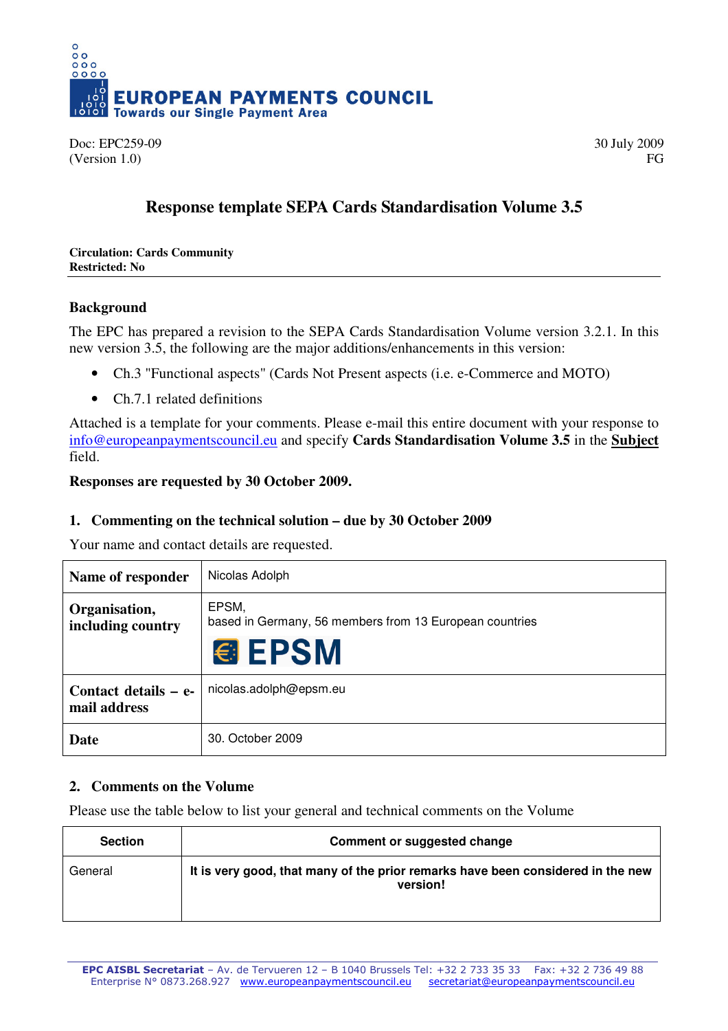EUROPEAN PAYMENTS COUNCIL
Towards our Single Payment Area

Doc: EPC259-09
(Version 1.0)

30 July 2009
FG

# Response template SEPA Cards Standardisation Volume 3.5

**Circulation: Cards Community**
**Restricted: No**

## Background

The EPC has prepared a revision to the SEPA Cards Standardisation Volume version 3.2.1. In this new version 3.5, the following are the major additions/enhancements in this version:

- Ch.3 "Functional aspects" (Cards Not Present aspects (i.e. e-Commerce and MOTO)
- Ch.7.1 related definitions

Attached is a template for your comments. Please e-mail this entire document with your response to info@europeanpaymentscouncil.eu and specify **Cards Standardisation Volume 3.5** in the **Subject** field.

**Responses are requested by 30 October 2009.**

## 1. Commenting on the technical solution – due by 30 October 2009

Your name and contact details are requested.

| | |
|---|---|
| **Name of responder** | Nicolas Adolph |
| **Organisation, including country** | EPSM, based in Germany, 56 members from 13 European countries EPSM |
| **Contact details – e-mail address** | nicolas.adolph@epsm.eu |
| **Date** | 30. October 2009 |

## 2. Comments on the Volume

Please use the table below to list your general and technical comments on the Volume

| Section | Comment or suggested change |
|---|---|
| General | **It is very good, that many of the prior remarks have been considered in the new version!** |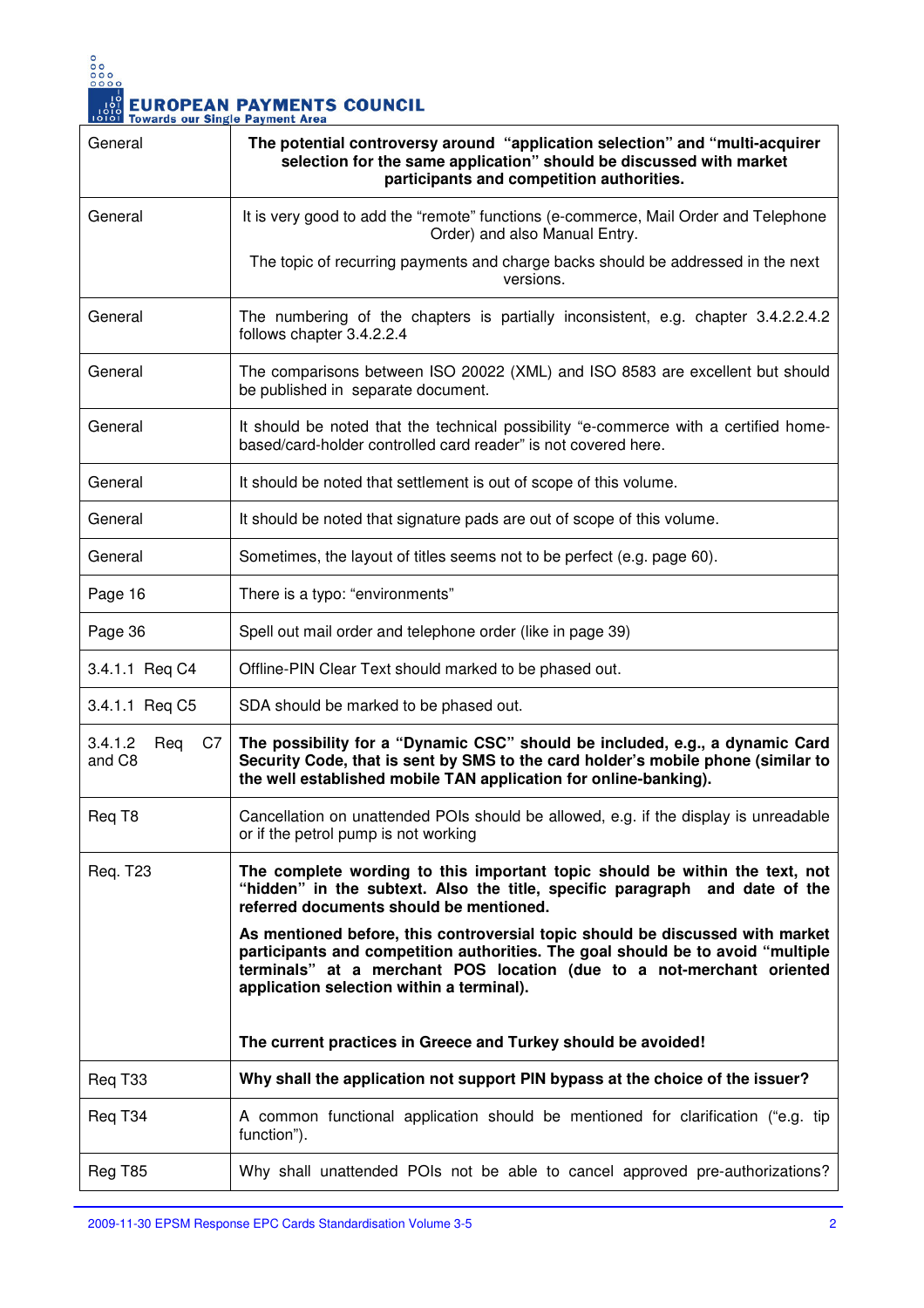| General | **The potential controversy around "application selection" and "multi-acquirer selection for the same application" should be discussed with market participants and competition authorities.** |
|---|---|
| General | It is very good to add the "remote" functions (e-commerce, Mail Order and Telephone Order) and also Manual Entry.<br><br>The topic of recurring payments and charge backs should be addressed in the next versions. |
| General | The numbering of the chapters is partially inconsistent, e.g. chapter 3.4.2.2.4.2 follows chapter 3.4.2.2.4 |
| General | The comparisons between ISO 20022 (XML) and ISO 8583 are excellent but should be published in separate document. |
| General | It should be noted that the technical possibility "e-commerce with a certified home-based/card-holder controlled card reader" is not covered here. |
| General | It should be noted that settlement is out of scope of this volume. |
| General | It should be noted that signature pads are out of scope of this volume. |
| General | Sometimes, the layout of titles seems not to be perfect (e.g. page 60). |
| Page 16 | There is a typo: "environments" |
| Page 36 | Spell out mail order and telephone order (like in page 39) |
| 3.4.1.1 Req C4 | Offline-PIN Clear Text should marked to be phased out. |
| 3.4.1.1 Req C5 | SDA should be marked to be phased out. |
| 3.4.1.2 Req C7 and C8 | **The possibility for a "Dynamic CSC" should be included, e.g., a dynamic Card Security Code, that is sent by SMS to the card holder's mobile phone (similar to the well established mobile TAN application for online-banking).** |
| Req T8 | Cancellation on unattended POIs should be allowed, e.g. if the display is unreadable or if the petrol pump is not working |
| Req. T23 | **The complete wording to this important topic should be within the text, not "hidden" in the subtext. Also the title, specific paragraph and date of the referred documents should be mentioned.**<br><br>**As mentioned before, this controversial topic should be discussed with market participants and competition authorities. The goal should be to avoid "multiple terminals" at a merchant POS location (due to a not-merchant oriented application selection within a terminal).**<br><br>**The current practices in Greece and Turkey should be avoided!** |
| Req T33 | **Why shall the application not support PIN bypass at the choice of the issuer?** |
| Req T34 | A common functional application should be mentioned for clarification ("e.g. tip function"). |
| Reg T85 | Why shall unattended POIs not be able to cancel approved pre-authorizations? |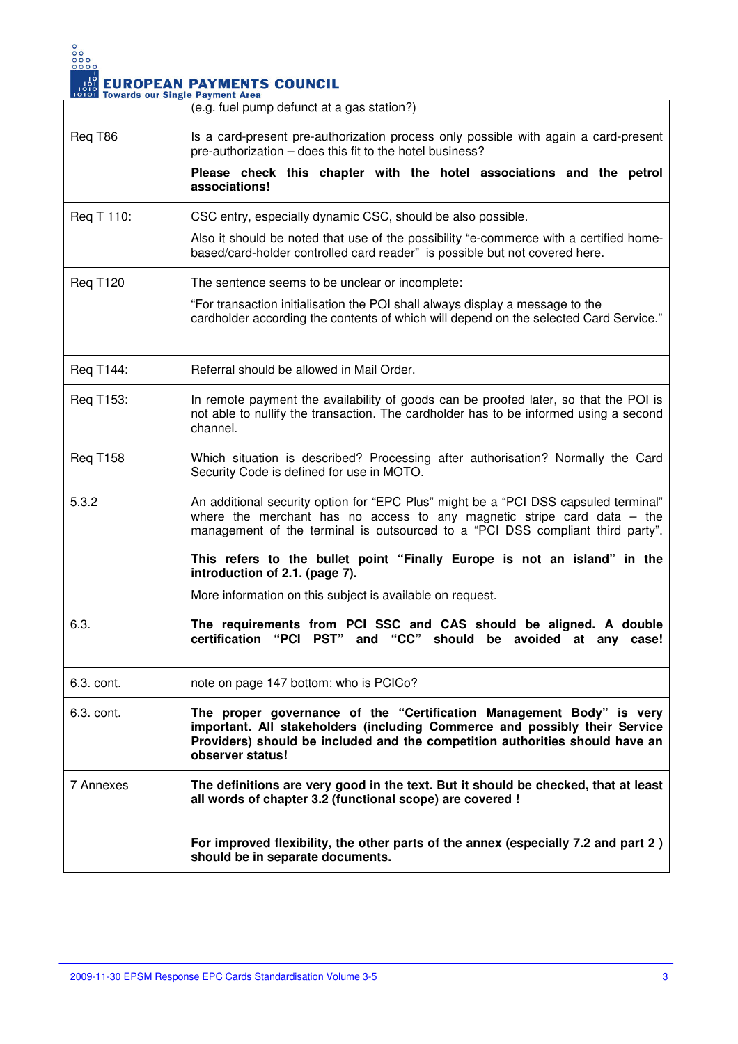| | |
|---|---|
| | (e.g. fuel pump defunct at a gas station?) |
| Req T86 | Is a card-present pre-authorization process only possible with again a card-present pre-authorization – does this fit to the hotel business?<br><br>**Please check this chapter with the hotel associations and the petrol associations!** |
| Req T 110: | CSC entry, especially dynamic CSC, should be also possible.<br><br>Also it should be noted that use of the possibility "e-commerce with a certified home-based/card-holder controlled card reader" is possible but not covered here. |
| Req T120 | The sentence seems to be unclear or incomplete:<br><br>"For transaction initialisation the POI shall always display a message to the cardholder according the contents of which will depend on the selected Card Service." |
| Req T144: | Referral should be allowed in Mail Order. |
| Req T153: | In remote payment the availability of goods can be proofed later, so that the POI is not able to nullify the transaction. The cardholder has to be informed using a second channel. |
| Req T158 | Which situation is described? Processing after authorisation? Normally the Card Security Code is defined for use in MOTO. |
| 5.3.2 | An additional security option for "EPC Plus" might be a "PCI DSS capsuled terminal" where the merchant has no access to any magnetic stripe card data – the management of the terminal is outsourced to a "PCI DSS compliant third party".<br><br>**This refers to the bullet point "Finally Europe is not an island" in the introduction of 2.1. (page 7).**<br><br>More information on this subject is available on request. |
| 6.3. | **The requirements from PCI SSC and CAS should be aligned. A double certification "PCI PST" and "CC" should be avoided at any case!** |
| 6.3. cont. | note on page 147 bottom: who is PCICo? |
| 6.3. cont. | **The proper governance of the "Certification Management Body" is very important. All stakeholders (including Commerce and possibly their Service Providers) should be included and the competition authorities should have an observer status!** |
| 7 Annexes | **The definitions are very good in the text. But it should be checked, that at least all words of chapter 3.2 (functional scope) are covered !**<br><br>**For improved flexibility, the other parts of the annex (especially 7.2 and part 2 ) should be in separate documents.** |